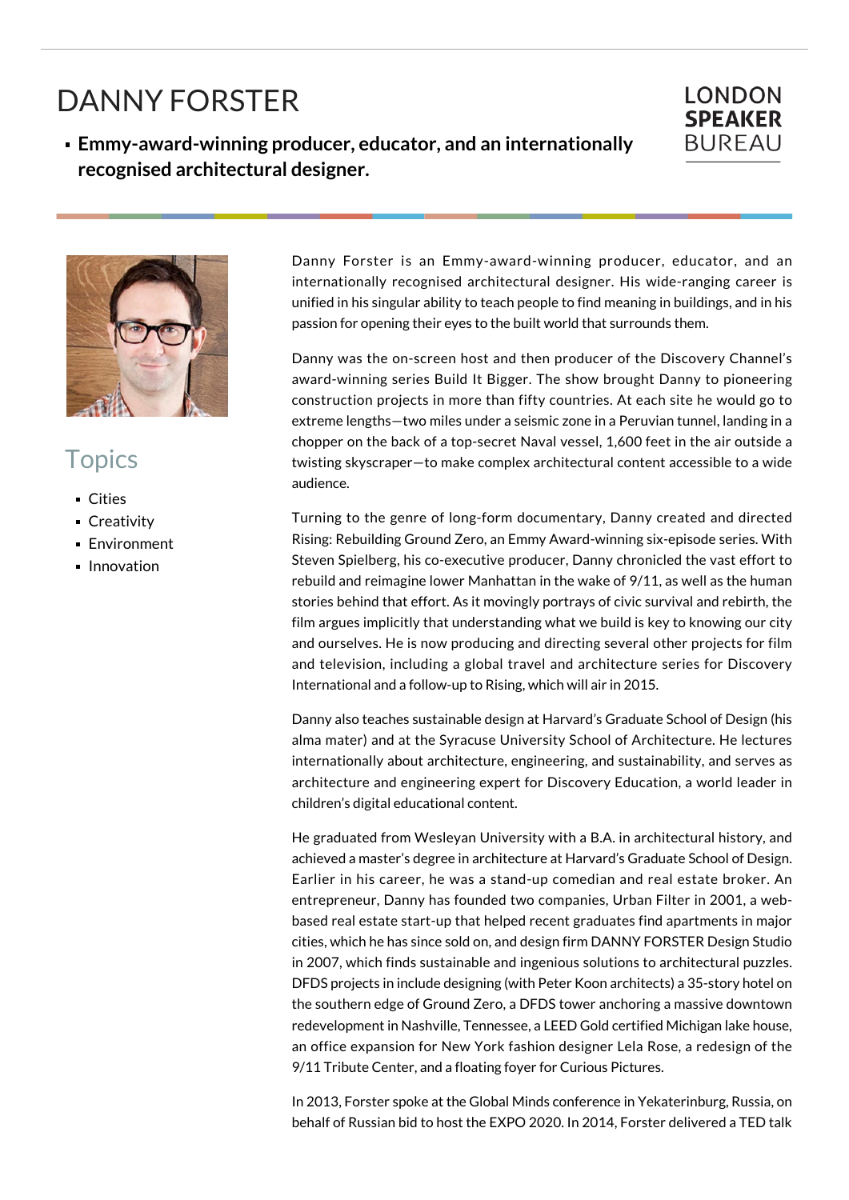# DANNY FORSTER

- **Emmy-award-winning producer, educator, and an internationally recognised architectural designer.**

LONDON **SPEAKER** BUREAU

## Topics

- Cities
- Creativity
- Environment
- Innovation

Danny Forster is an Emmy-award-winning producer, educator, and an internationally recognised architectural designer. His wide-ranging career is unified in his singular ability to teach people to find meaning in buildings, and in his passion for opening their eyes to the built world that surrounds them.

Danny was the on-screen host and then producer of the Discovery Channel's award-winning series Build It Bigger. The show brought Danny to pioneering construction projects in more than fifty countries. At each site he would go to extreme lengths—two miles under a seismic zone in a Peruvian tunnel, landing in a chopper on the back of a top-secret Naval vessel, 1,600 feet in the air outside a twisting skyscraper—to make complex architectural content accessible to a wide audience.

Turning to the genre of long-form documentary, Danny created and directed Rising: Rebuilding Ground Zero, an Emmy Award-winning six-episode series. With Steven Spielberg, his co-executive producer, Danny chronicled the vast effort to rebuild and reimagine lower Manhattan in the wake of 9/11, as well as the human stories behind that effort. As it movingly portrays of civic survival and rebirth, the film argues implicitly that understanding what we build is key to knowing our city and ourselves. He is now producing and directing several other projects for film and television, including a global travel and architecture series for Discovery International and a follow-up to Rising, which will air in 2015.

Danny also teaches sustainable design at Harvard's Graduate School of Design (his alma mater) and at the Syracuse University School of Architecture. He lectures internationally about architecture, engineering, and sustainability, and serves as architecture and engineering expert for Discovery Education, a world leader in children's digital educational content.

He graduated from Wesleyan University with a B.A. in architectural history, and achieved a master's degree in architecture at Harvard's Graduate School of Design. Earlier in his career, he was a stand-up comedian and real estate broker. An entrepreneur, Danny has founded two companies, Urban Filter in 2001, a web-based real estate start-up that helped recent graduates find apartments in major cities, which he has since sold on, and design firm DANNY FORSTER Design Studio in 2007, which finds sustainable and ingenious solutions to architectural puzzles. DFDS projects in include designing (with Peter Koon architects) a 35-story hotel on the southern edge of Ground Zero, a DFDS tower anchoring a massive downtown redevelopment in Nashville, Tennessee, a LEED Gold certified Michigan lake house, an office expansion for New York fashion designer Lela Rose, a redesign of the 9/11 Tribute Center, and a floating foyer for Curious Pictures.

In 2013, Forster spoke at the Global Minds conference in Yekaterinburg, Russia, on behalf of Russian bid to host the EXPO 2020. In 2014, Forster delivered a TED talk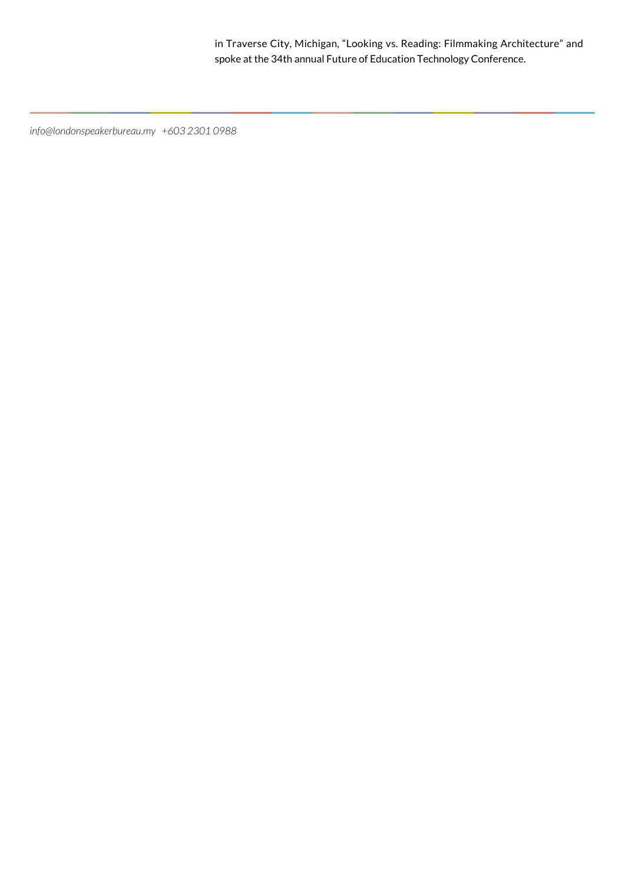in Traverse City, Michigan, "Looking vs. Reading: Filmmaking Architecture" and spoke at the 34th annual Future of Education Technology Conference.